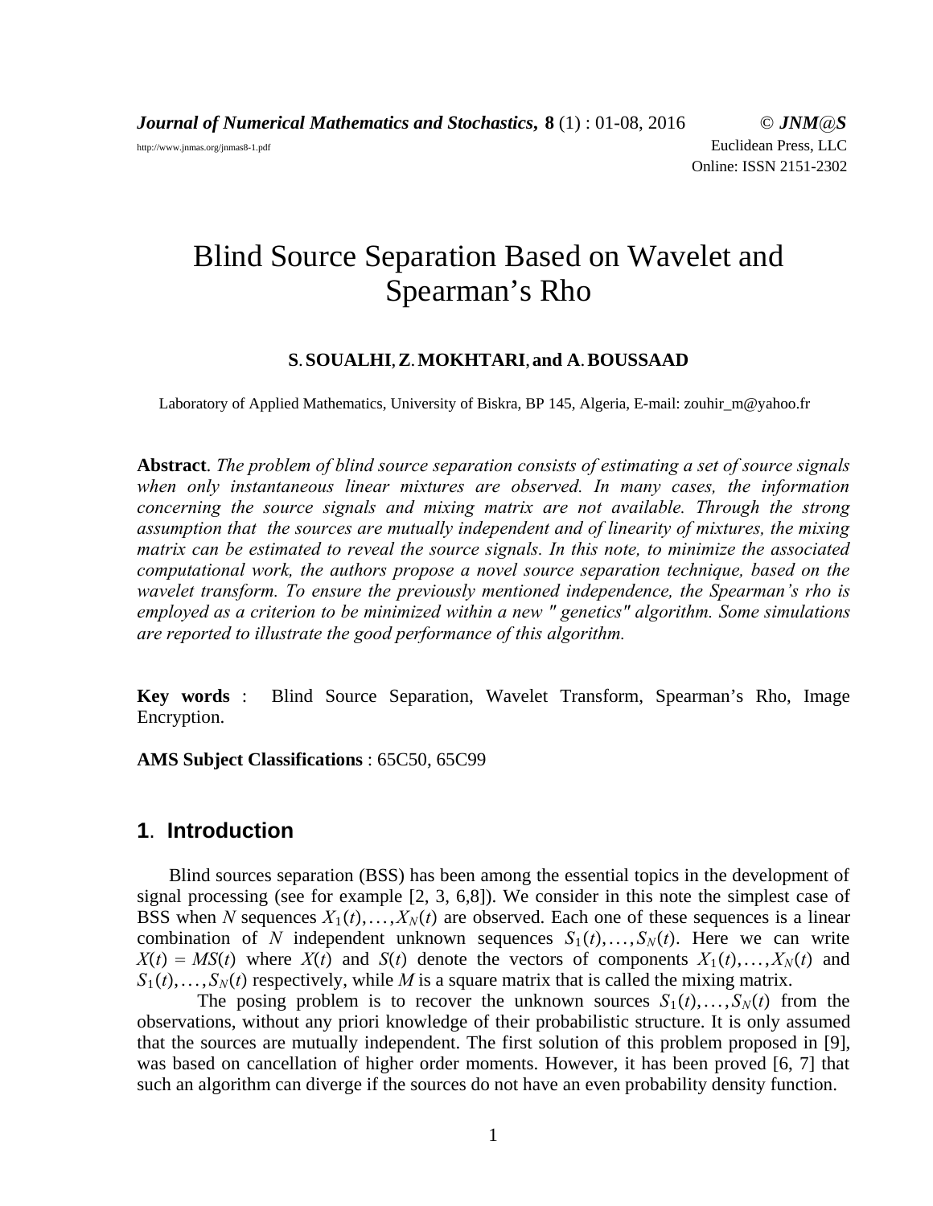# Blind Source Separation Based on Wavelet and Spearman's Rho

**S. SOUALHI, Z. MOKHTARI, and A. BOUSSAAD**

Laboratory of Applied Mathematics, University of Biskra, BP 145, Algeria, E-mail: zouhir_m@yahoo.fr

**Abstract**. *The problem of blind source separation consists of estimating a set of source signals when only instantaneous linear mixtures are observed. In many cases, the information concerning the source signals and mixing matrix are not available. Through the strong assumption that the sources are mutually independent and of linearity of mixtures, the mixing matrix can be estimated to reveal the source signals. In this note, to minimize the associated computational work, the authors propose a novel source separation technique, based on the wavelet transform. To ensure the previously mentioned independence, the Spearman's rho is employed as a criterion to be minimized within a new " genetics" algorithm. Some simulations are reported to illustrate the good performance of this algorithm.*

**Key words** : Blind Source Separation, Wavelet Transform, Spearman's Rho, Image Encryption.

**AMS Subject Classifications** : 65C50, 65C99

## 1. Introduction

Blind sources separation (BSS) has been among the essential topics in the development of signal processing (see for example [2, 3, 6,8]). We consider in this note the simplest case of BSS when $N$ sequences $X_1(t),\ldots,X_N(t)$ are observed. Each one of these sequences is a linear combination of $N$ independent unknown sequences $S_1(t),\ldots,S_N(t)$. Here we can write $X(t) = MS(t)$ where $X(t)$ and $S(t)$ denote the vectors of components $X_1(t),\ldots,X_N(t)$ and $S_1(t),\ldots,S_N(t)$ respectively, while $M$ is a square matrix that is called the mixing matrix.

The posing problem is to recover the unknown sources $S_1(t),\ldots,S_N(t)$ from the observations, without any priori knowledge of their probabilistic structure. It is only assumed that the sources are mutually independent. The first solution of this problem proposed in [9], was based on cancellation of higher order moments. However, it has been proved [6, 7] that such an algorithm can diverge if the sources do not have an even probability density function.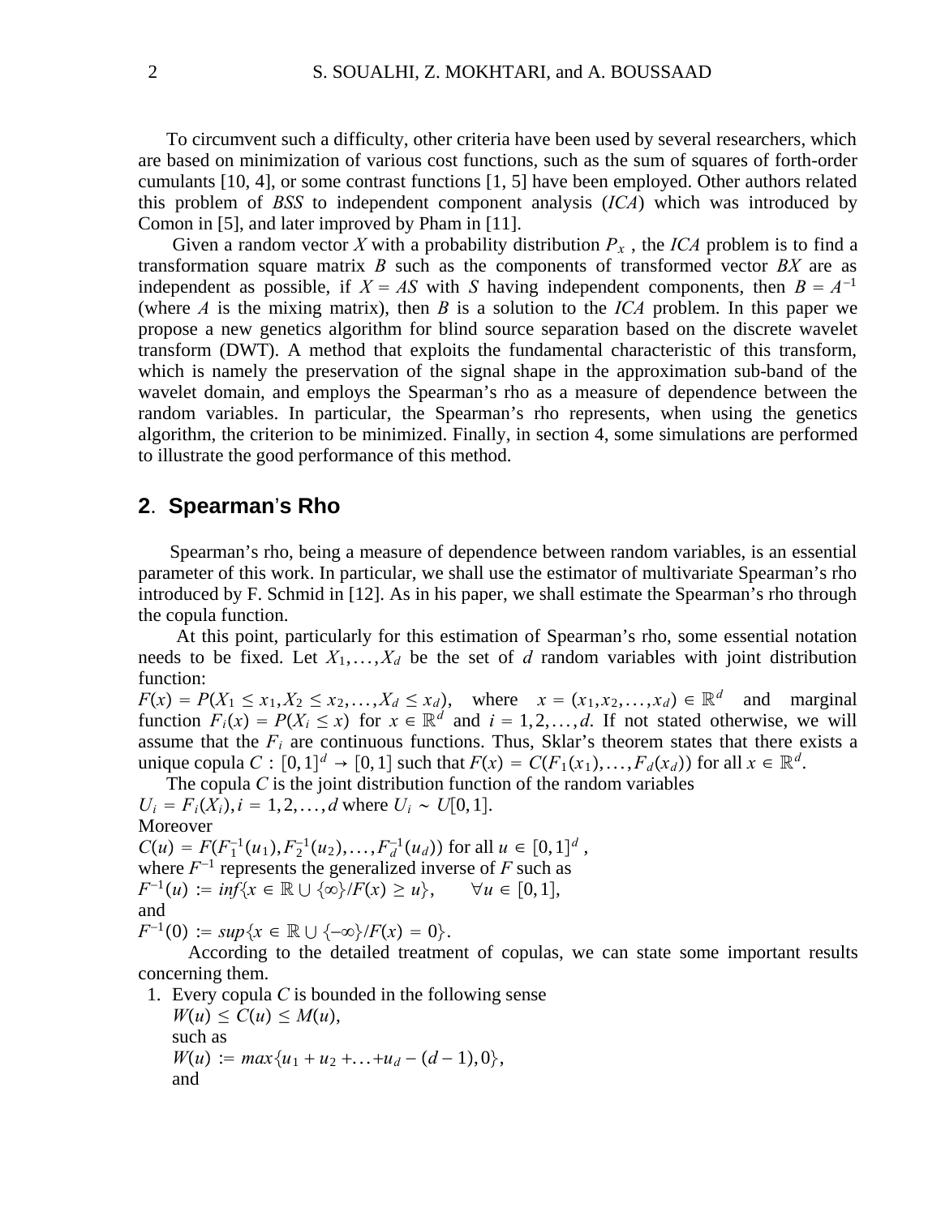To circumvent such a difficulty, other criteria have been used by several researchers, which are based on minimization of various cost functions, such as the sum of squares of forth-order cumulants [10, 4], or some contrast functions [1, 5] have been employed. Other authors related this problem of *BSS* to independent component analysis (*ICA*) which was introduced by Comon in [5], and later improved by Pham in [11].

Given a random vector $X$ with a probability distribution $P_X$ , the *ICA* problem is to find a transformation square matrix $B$ such as the components of transformed vector $BX$ are as independent as possible, if $X = AS$ with $S$ having independent components, then $B = A^{-1}$ (where $A$ is the mixing matrix), then $B$ is a solution to the *ICA* problem. In this paper we propose a new genetics algorithm for blind source separation based on the discrete wavelet transform (DWT). A method that exploits the fundamental characteristic of this transform, which is namely the preservation of the signal shape in the approximation sub-band of the wavelet domain, and employs the Spearman's rho as a measure of dependence between the random variables. In particular, the Spearman's rho represents, when using the genetics algorithm, the criterion to be minimized. Finally, in section 4, some simulations are performed to illustrate the good performance of this method.

## 2. Spearman's Rho

Spearman's rho, being a measure of dependence between random variables, is an essential parameter of this work. In particular, we shall use the estimator of multivariate Spearman's rho introduced by F. Schmid in [12]. As in his paper, we shall estimate the Spearman's rho through the copula function.

At this point, particularly for this estimation of Spearman's rho, some essential notation needs to be fixed. Let $X_1, \ldots, X_d$ be the set of $d$ random variables with joint distribution function:

$F(x) = P(X_1 \leq x_1, X_2 \leq x_2, \ldots, X_d \leq x_d)$, where $x = (x_1, x_2, \ldots, x_d) \in \mathbb{R}^d$ and marginal function $F_i(x) = P(X_i \leq x)$ for $x \in \mathbb{R}^d$ and $i = 1, 2, \ldots, d$. If not stated otherwise, we will assume that the $F_i$ are continuous functions. Thus, Sklar's theorem states that there exists a unique copula $C : [0,1]^d \to [0,1]$ such that $F(x) = C(F_1(x_1), \ldots, F_d(x_d))$ for all $x \in \mathbb{R}^d$.

The copula $C$ is the joint distribution function of the random variables

$U_i = F_i(X_i), i = 1, 2, \ldots, d$ where $U_i \sim U[0,1]$.

Moreover

$C(u) = F(F_1^{-1}(u_1), F_2^{-1}(u_2), \ldots, F_d^{-1}(u_d))$ for all $u \in [0,1]^d$ ,

where $F^{-1}$ represents the generalized inverse of $F$ such as

$F^{-1}(u) := inf\{x \in \mathbb{R} \cup \{\infty\} / F(x) \geq u\}, \qquad \forall u \in [0,1],$

and

$F^{-1}(0) := sup\{x \in \mathbb{R} \cup \{-\infty\} / F(x) = 0\}.$

According to the detailed treatment of copulas, we can state some important results concerning them.

1. Every copula $C$ is bounded in the following sense
   $W(u) \leq C(u) \leq M(u)$,
   such as
   $W(u) := max\{u_1 + u_2 + \ldots + u_d - (d-1), 0\}$,
   and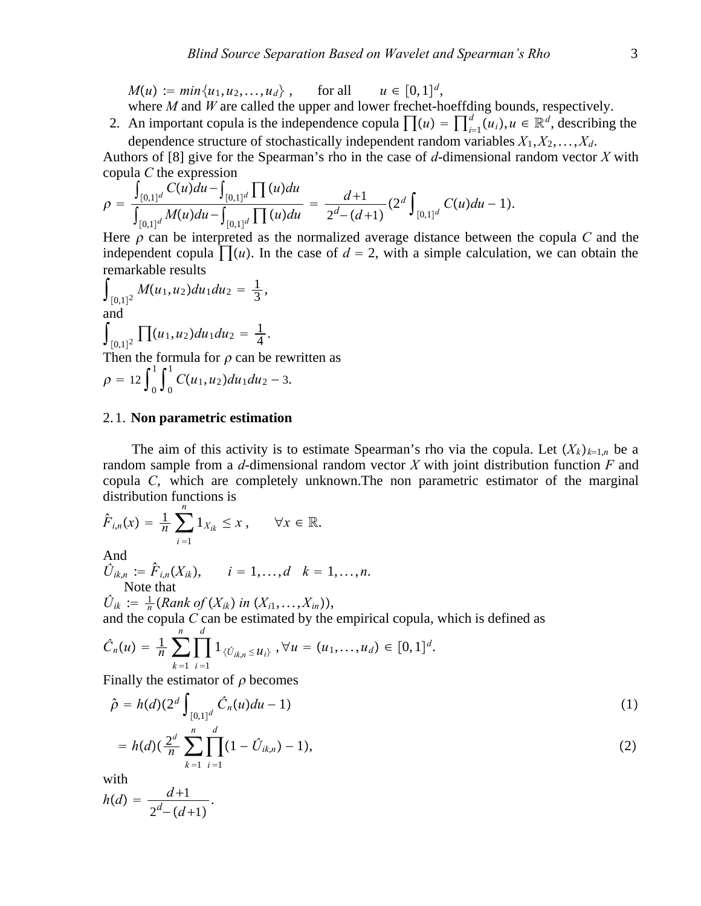$M(u) := min\{u_1, u_2, \ldots, u_d\}$ , for all $u \in [0,1]^d$,

where $M$ and $W$ are called the upper and lower frechet-hoeffding bounds, respectively.

2. An important copula is the independence copula $\prod(u) = \prod_{i=1}^{d}(u_i), u \in \mathbb{R}^d$, describing the dependence structure of stochastically independent random variables $X_1, X_2, \ldots, X_d$.

Authors of [8] give for the Spearman's rho in the case of $d$-dimensional random vector $X$ with copula $C$ the expression

$$\rho = \frac{\int_{[0,1]^d} C(u)du - \int_{[0,1]^d} \prod(u)du}{\int_{[0,1]^d} M(u)du - \int_{[0,1]^d} \prod(u)du} = \frac{d+1}{2^d-(d+1)}(2^d \int_{[0,1]^d} C(u)du - 1).$$

Here $\rho$ can be interpreted as the normalized average distance between the copula $C$ and the independent copula $\prod(u)$. In the case of $d = 2$, with a simple calculation, we can obtain the remarkable results

$$\int_{[0,1]^2} M(u_1, u_2)du_1du_2 = \frac{1}{3},$$

and

$$\int_{[0,1]^2} \prod(u_1, u_2)du_1du_2 = \frac{1}{4}.$$

Then the formula for $\rho$ can be rewritten as

$$\rho = 12\int_0^1\int_0^1 C(u_1, u_2)du_1du_2 - 3.$$

### 2.1. **Non parametric estimation**

The aim of this activity is to estimate Spearman's rho via the copula. Let $(X_k)_{k=1,n}$ be a random sample from a $d$-dimensional random vector $X$ with joint distribution function $F$ and copula $C$, which are completely unknown.The non parametric estimator of the marginal distribution functions is

$$\hat{F}_{i,n}(x) = \frac{1}{n}\sum_{i=1}^{n} 1_{X_{ik}} \leq x\ , \qquad \forall x \in \mathbb{R}.$$

And

$$\hat{U}_{ik,n} := \hat{F}_{i,n}(X_{ik}), \qquad i = 1, \ldots, d \quad k = 1, \ldots, n.$$

Note that

$$\hat{U}_{ik} := \frac{1}{n}(Rank\ of\ (X_{ik})\ in\ (X_{i1}, \ldots, X_{in})),$$

and the copula $C$ can be estimated by the empirical copula, which is defined as

$$\hat{C}_n(u) = \frac{1}{n}\sum_{k=1}^{n}\prod_{i=1}^{d} 1_{\{\hat{U}_{ik,n} \leq u_i\}}\ , \forall u = (u_1, \ldots, u_d) \in [0,1]^d.$$

Finally the estimator of $\rho$ becomes

$$\hat{\rho} = h(d)(2^d \int_{[0,1]^d} \hat{C}_n(u)du - 1) \tag{1}$$

$$= h(d)(\frac{2^d}{n}\sum_{k=1}^{n}\prod_{i=1}^{d}(1 - \hat{U}_{ik,n}) - 1), \tag{2}$$

with

$$h(d) = \frac{d+1}{2^d-(d+1)}.$$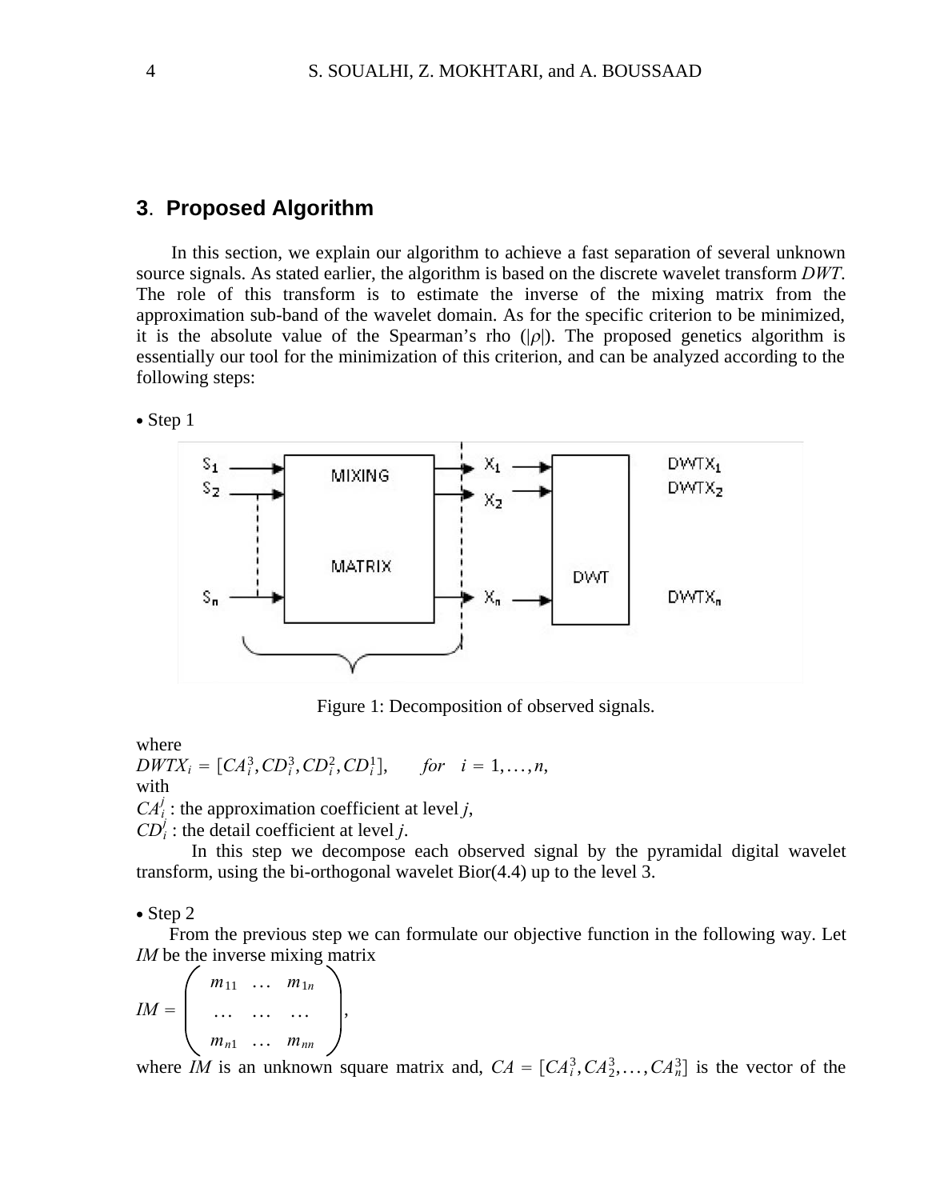## 3. Proposed Algorithm

In this section, we explain our algorithm to achieve a fast separation of several unknown source signals. As stated earlier, the algorithm is based on the discrete wavelet transform *DWT*. The role of this transform is to estimate the inverse of the mixing matrix from the approximation sub-band of the wavelet domain. As for the specific criterion to be minimized, it is the absolute value of the Spearman's rho ($|\rho|$). The proposed genetics algorithm is essentially our tool for the minimization of this criterion, and can be analyzed according to the following steps:

- Step 1

Figure 1: Decomposition of observed signals.

where
$DWTX_i = [CA_i^3, CD_i^3, CD_i^2, CD_i^1], \quad for \quad i = 1, \ldots, n,$
with
$CA_i^j$ : the approximation coefficient at level $j$,
$CD_i^j$ : the detail coefficient at level $j$.

In this step we decompose each observed signal by the pyramidal digital wavelet transform, using the bi-orthogonal wavelet Bior(4.4) up to the level 3.

- Step 2

From the previous step we can formulate our objective function in the following way. Let *IM* be the inverse mixing matrix

$$IM = \begin{pmatrix} m_{11} & \ldots & m_{1n} \\ \ldots & \ldots & \ldots \\ m_{n1} & \ldots & m_{nn} \end{pmatrix},$$

where *IM* is an unknown square matrix and, $CA = [CA_i^3, CA_2^3, \ldots, CA_n^3]$ is the vector of the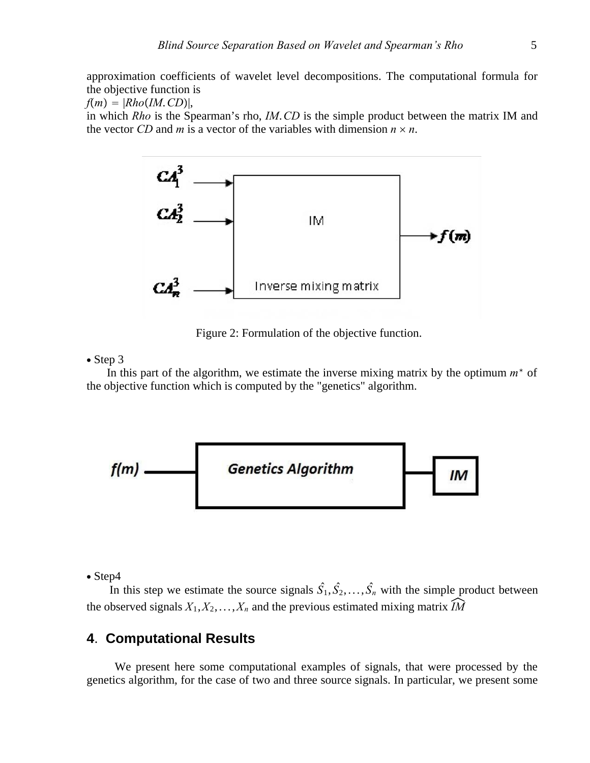approximation coefficients of wavelet level decompositions. The computational formula for the objective function is

$f(m) = |Rho(IM.CD)|$,

in which *Rho* is the Spearman's rho, $IM.CD$ is the simple product between the matrix IM and the vector *CD* and *m* is a vector of the variables with dimension $n \times n$.

Figure 2: Formulation of the objective function.

- Step 3

In this part of the algorithm, we estimate the inverse mixing matrix by the optimum $m^*$ of the objective function which is computed by the "genetics" algorithm.

- Step4

In this step we estimate the source signals $\hat{S}_1, \hat{S}_2, \ldots, \hat{S}_n$ with the simple product between the observed signals $X_1, X_2, \ldots, X_n$ and the previous estimated mixing matrix $\widehat{IM}$

## 4. Computational Results

We present here some computational examples of signals, that were processed by the genetics algorithm, for the case of two and three source signals. In particular, we present some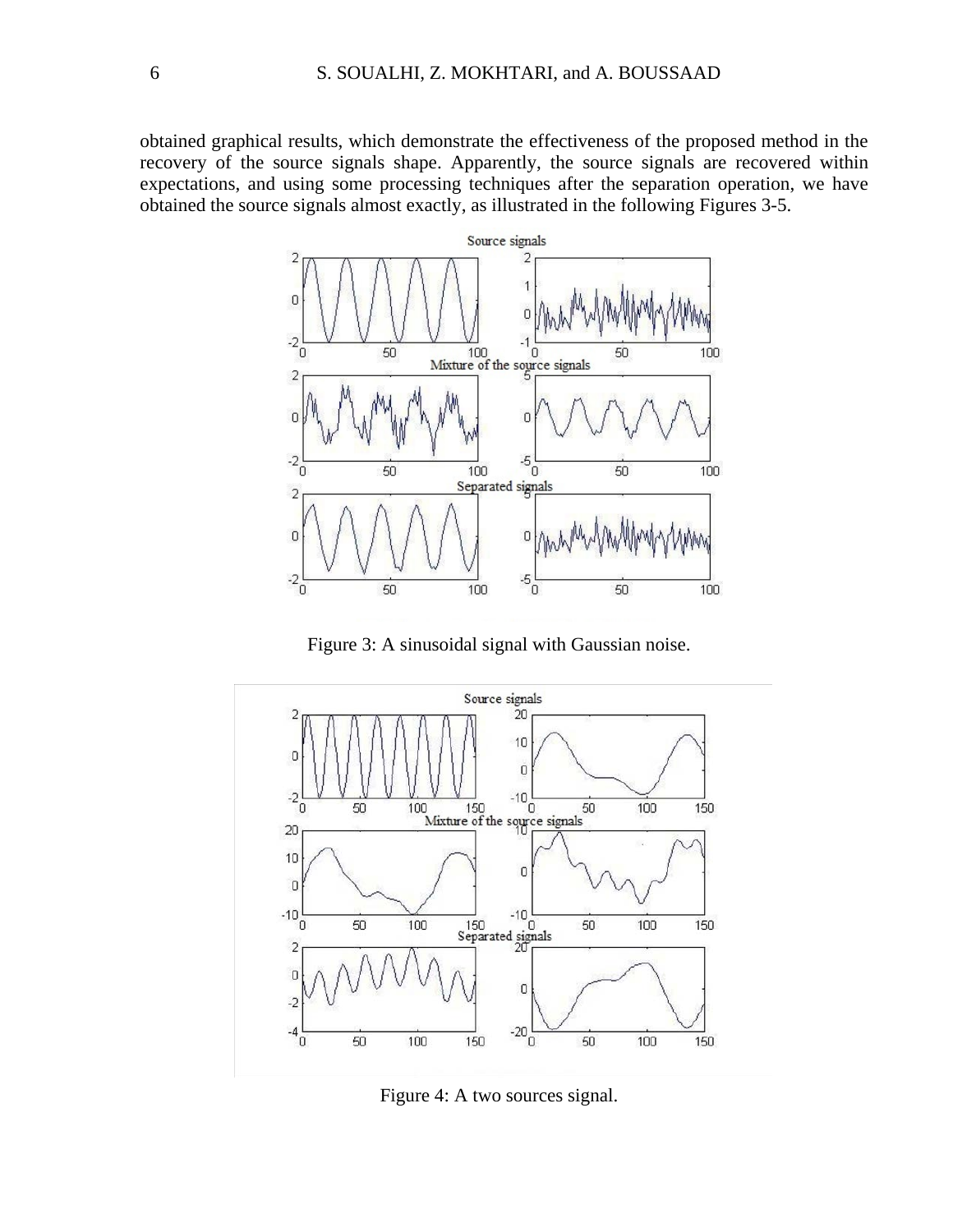obtained graphical results, which demonstrate the effectiveness of the proposed method in the recovery of the source signals shape. Apparently, the source signals are recovered within expectations, and using some processing techniques after the separation operation, we have obtained the source signals almost exactly, as illustrated in the following Figures 3-5.

Figure 3: A sinusoidal signal with Gaussian noise.

Figure 4: A two sources signal.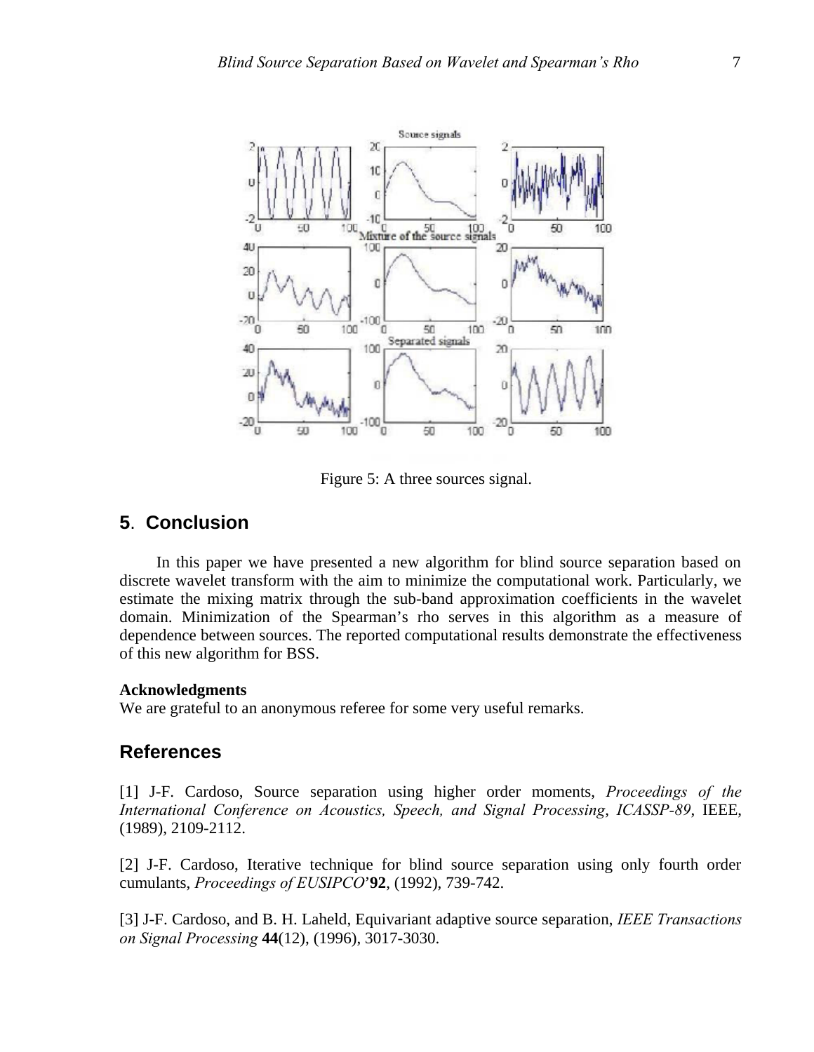Figure 5: A three sources signal.

## 5. Conclusion

In this paper we have presented a new algorithm for blind source separation based on discrete wavelet transform with the aim to minimize the computational work. Particularly, we estimate the mixing matrix through the sub-band approximation coefficients in the wavelet domain. Minimization of the Spearman's rho serves in this algorithm as a measure of dependence between sources. The reported computational results demonstrate the effectiveness of this new algorithm for BSS.

**Acknowledgments**

We are grateful to an anonymous referee for some very useful remarks.

## References

[1] J-F. Cardoso, Source separation using higher order moments, *Proceedings of the International Conference on Acoustics, Speech, and Signal Processing*, *ICASSP-89*, IEEE, (1989), 2109-2112.

[2] J-F. Cardoso, Iterative technique for blind source separation using only fourth order cumulants, *Proceedings of EUSIPCO*'**92**, (1992), 739-742.

[3] J-F. Cardoso, and B. H. Laheld, Equivariant adaptive source separation, *IEEE Transactions on Signal Processing* **44**(12), (1996), 3017-3030.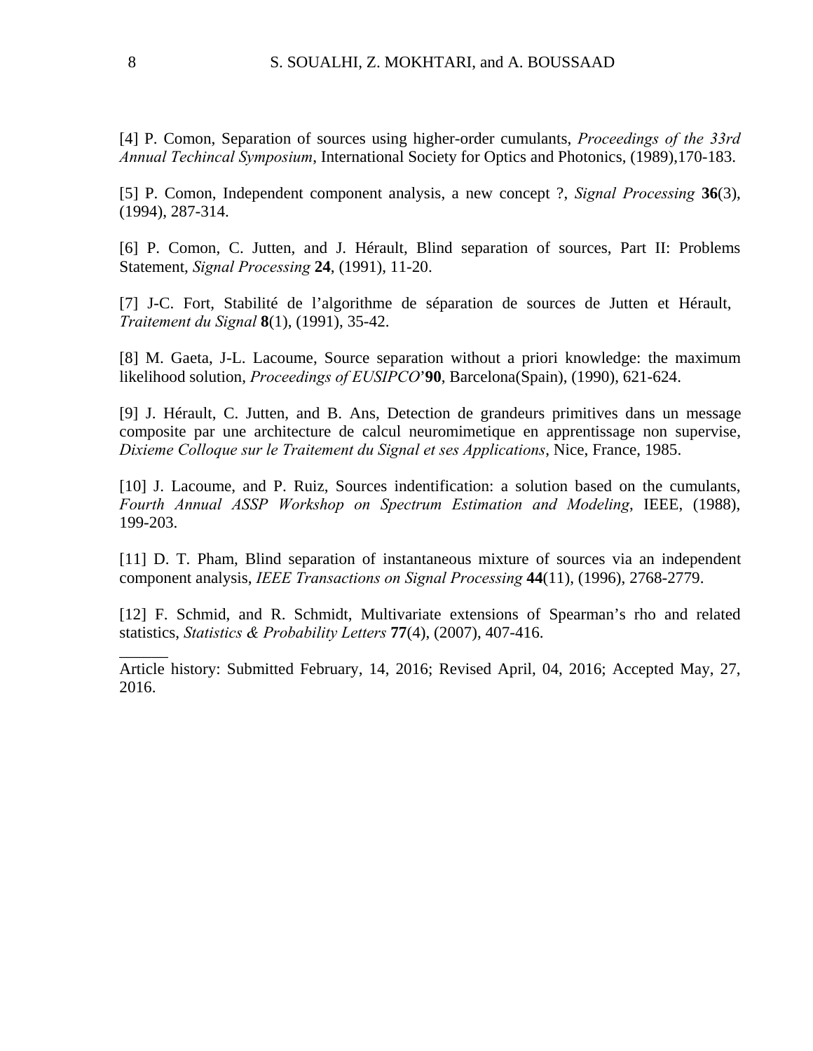[4] P. Comon, Separation of sources using higher-order cumulants, *Proceedings of the 33rd Annual Techincal Symposium*, International Society for Optics and Photonics, (1989),170-183.

[5] P. Comon, Independent component analysis, a new concept ?, *Signal Processing* **36**(3), (1994), 287-314.

[6] P. Comon, C. Jutten, and J. Hérault, Blind separation of sources, Part II: Problems Statement, *Signal Processing* **24**, (1991), 11-20.

[7] J-C. Fort, Stabilité de l'algorithme de séparation de sources de Jutten et Hérault, *Traitement du Signal* **8**(1), (1991), 35-42.

[8] M. Gaeta, J-L. Lacoume, Source separation without a priori knowledge: the maximum likelihood solution, *Proceedings of EUSIPCO*'**90**, Barcelona(Spain), (1990), 621-624.

[9] J. Hérault, C. Jutten, and B. Ans, Detection de grandeurs primitives dans un message composite par une architecture de calcul neuromimetique en apprentissage non supervise, *Dixieme Colloque sur le Traitement du Signal et ses Applications*, Nice, France, 1985.

[10] J. Lacoume, and P. Ruiz, Sources indentification: a solution based on the cumulants, *Fourth Annual ASSP Workshop on Spectrum Estimation and Modeling*, IEEE, (1988), 199-203.

[11] D. T. Pham, Blind separation of instantaneous mixture of sources via an independent component analysis, *IEEE Transactions on Signal Processing* **44**(11), (1996), 2768-2779.

[12] F. Schmid, and R. Schmidt, Multivariate extensions of Spearman's rho and related statistics, *Statistics & Probability Letters* **77**(4), (2007), 407-416.

______

Article history: Submitted February, 14, 2016; Revised April, 04, 2016; Accepted May, 27, 2016.